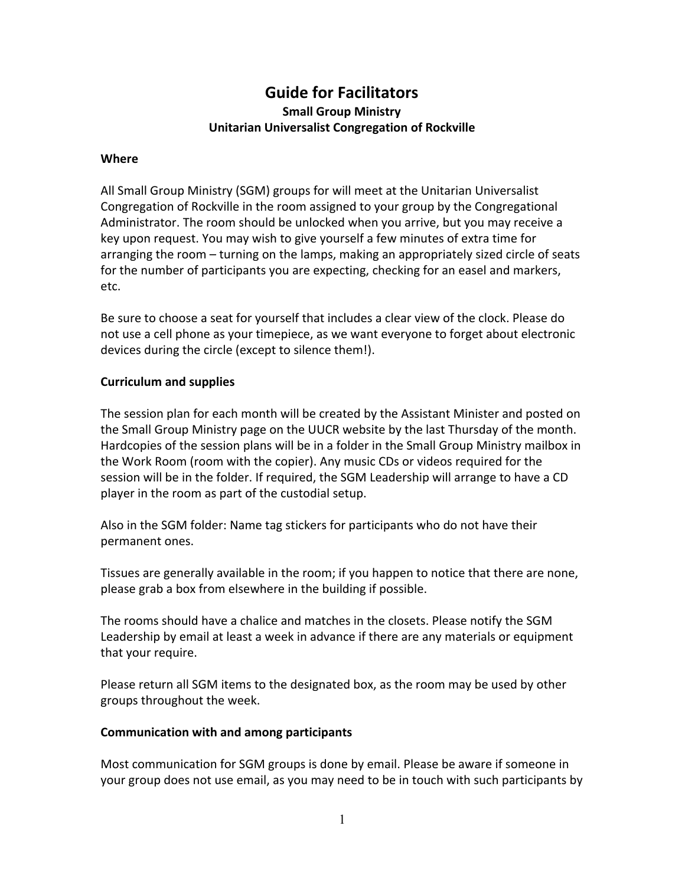# Guide for Facilitators

**Small Group Ministry**
**Unitarian Universalist Congregation of Rockville**

### Where

All Small Group Ministry (SGM) groups for will meet at the Unitarian Universalist Congregation of Rockville in the room assigned to your group by the Congregational Administrator. The room should be unlocked when you arrive, but you may receive a key upon request. You may wish to give yourself a few minutes of extra time for arranging the room – turning on the lamps, making an appropriately sized circle of seats for the number of participants you are expecting, checking for an easel and markers, etc.

Be sure to choose a seat for yourself that includes a clear view of the clock. Please do not use a cell phone as your timepiece, as we want everyone to forget about electronic devices during the circle (except to silence them!).

### Curriculum and supplies

The session plan for each month will be created by the Assistant Minister and posted on the Small Group Ministry page on the UUCR website by the last Thursday of the month. Hardcopies of the session plans will be in a folder in the Small Group Ministry mailbox in the Work Room (room with the copier). Any music CDs or videos required for the session will be in the folder. If required, the SGM Leadership will arrange to have a CD player in the room as part of the custodial setup.

Also in the SGM folder: Name tag stickers for participants who do not have their permanent ones.

Tissues are generally available in the room; if you happen to notice that there are none, please grab a box from elsewhere in the building if possible.

The rooms should have a chalice and matches in the closets. Please notify the SGM Leadership by email at least a week in advance if there are any materials or equipment that your require.

Please return all SGM items to the designated box, as the room may be used by other groups throughout the week.

### Communication with and among participants

Most communication for SGM groups is done by email. Please be aware if someone in your group does not use email, as you may need to be in touch with such participants by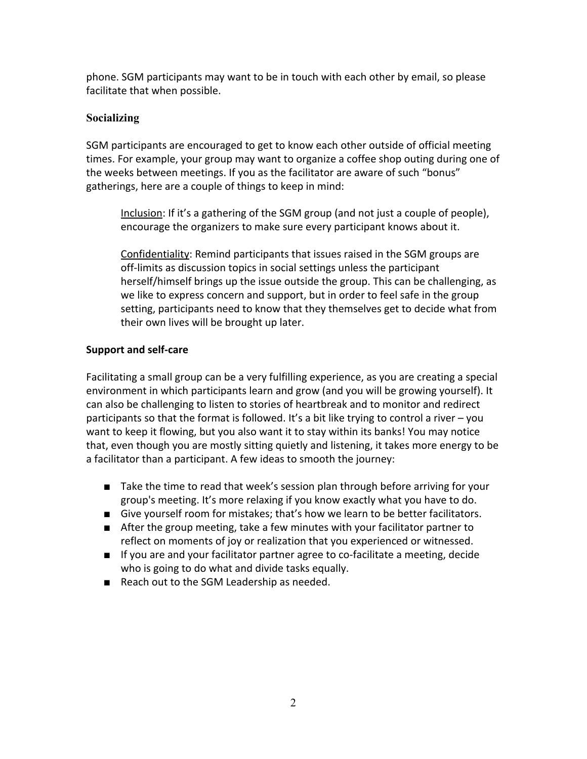phone. SGM participants may want to be in touch with each other by email, so please facilitate that when possible.

### Socializing

SGM participants are encouraged to get to know each other outside of official meeting times. For example, your group may want to organize a coffee shop outing during one of the weeks between meetings. If you as the facilitator are aware of such "bonus" gatherings, here are a couple of things to keep in mind:

> Inclusion: If it's a gathering of the SGM group (and not just a couple of people), encourage the organizers to make sure every participant knows about it.
>
> Confidentiality: Remind participants that issues raised in the SGM groups are off-limits as discussion topics in social settings unless the participant herself/himself brings up the issue outside the group. This can be challenging, as we like to express concern and support, but in order to feel safe in the group setting, participants need to know that they themselves get to decide what from their own lives will be brought up later.

### Support and self-care

Facilitating a small group can be a very fulfilling experience, as you are creating a special environment in which participants learn and grow (and you will be growing yourself). It can also be challenging to listen to stories of heartbreak and to monitor and redirect participants so that the format is followed. It's a bit like trying to control a river – you want to keep it flowing, but you also want it to stay within its banks! You may notice that, even though you are mostly sitting quietly and listening, it takes more energy to be a facilitator than a participant. A few ideas to smooth the journey:

- Take the time to read that week's session plan through before arriving for your group's meeting. It's more relaxing if you know exactly what you have to do.
- Give yourself room for mistakes; that's how we learn to be better facilitators.
- After the group meeting, take a few minutes with your facilitator partner to reflect on moments of joy or realization that you experienced or witnessed.
- If you are and your facilitator partner agree to co-facilitate a meeting, decide who is going to do what and divide tasks equally.
- Reach out to the SGM Leadership as needed.